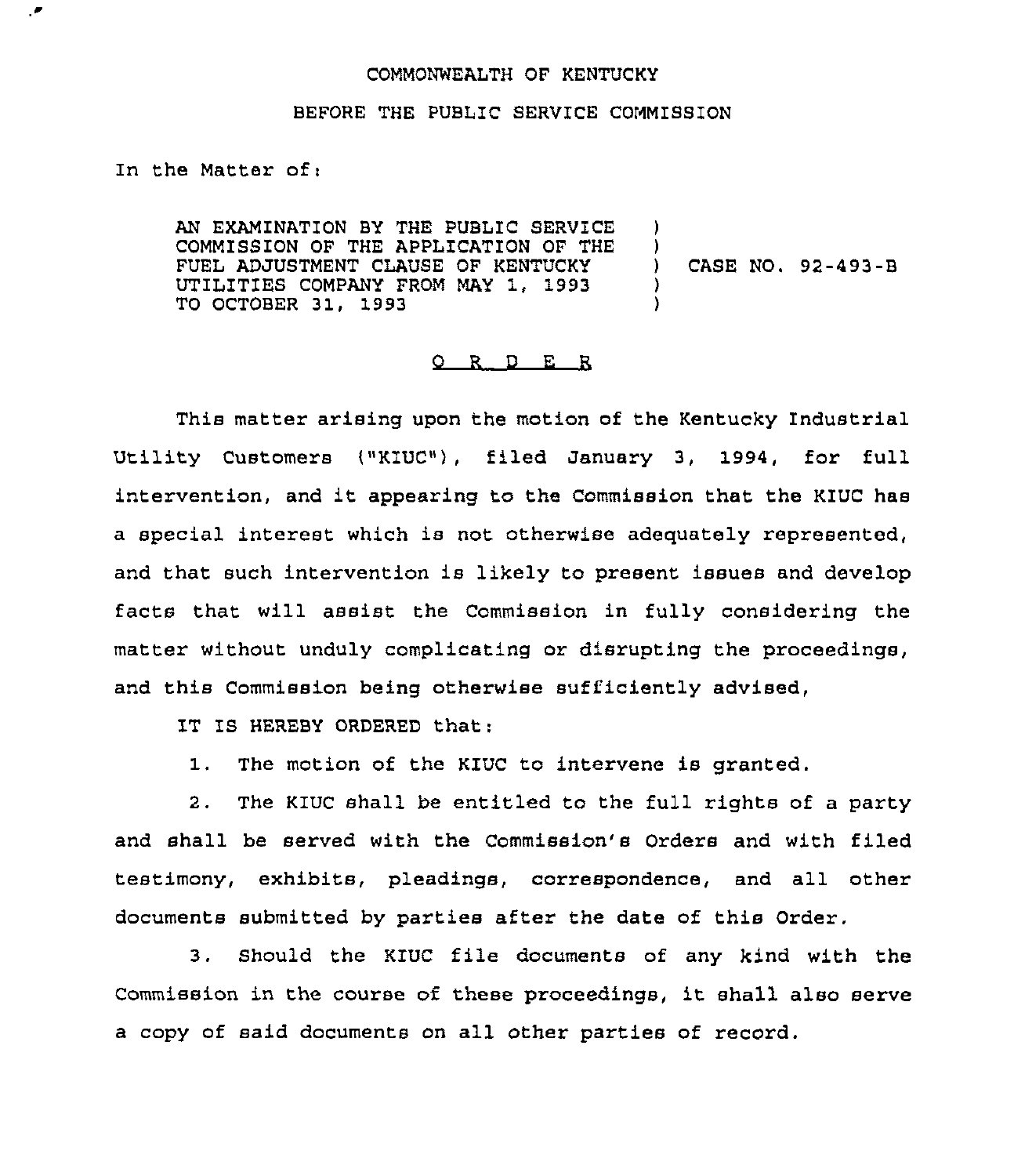COMMONWEALTH OF KENTUCKY

BEFORE THE PUBLIC SERVICE COMMISSION

In the Matter of:

AN EXAMINATION BY THE PUBLIC SERVICE COMMISSION OF THE APPLICATION OF THE FUEL ADJUSTMENT CLAUSE OF KENTUCKY UTILITIES COMPANY FROM MAY 1, 1993 TO OCTOBER 31, 1993 ) CASE NO. 92-493-B

# O R D E R

This matter arising upon the motion of the Kentucky Industrial Utility Customers ("KIUC"), filed January 3, 1994, for full intervention, and it appearing to the Commission that the KIUC has a special interest which is not otherwise adequately represented, and that such intervention is likely to present issues and develop facts that will assist the Commission in fully considering the matter without unduly complicating or disrupting the proceedings, and this Commission being otherwise sufficiently advised,

IT IS HEREBY ORDERED that:

1. The motion of the KIUC to intervene is granted.

2. The KIUC shall be entitled to the full rights of a party and shall be served with the Commission's Orders and with filed testimony, exhibits, pleadings, correspondence, and all other documents submitted by parties after the date of this Order.

3. Should the KIUC file documents of any kind with the Commission in the course of these proceedings, it shall also serve a copy of said documents on all other parties of record.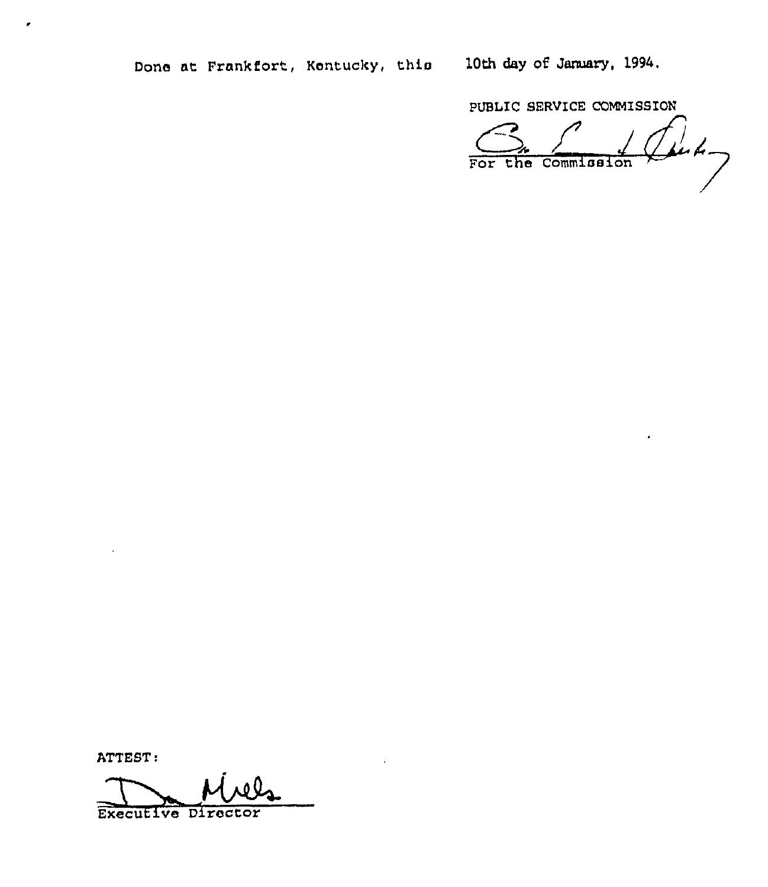Done at Frankfort, Kentucky, this 10th day of January, 1994.

PUBLIC SERVICE COMMISSION

For the Commission

ATTEST:

Executive Director